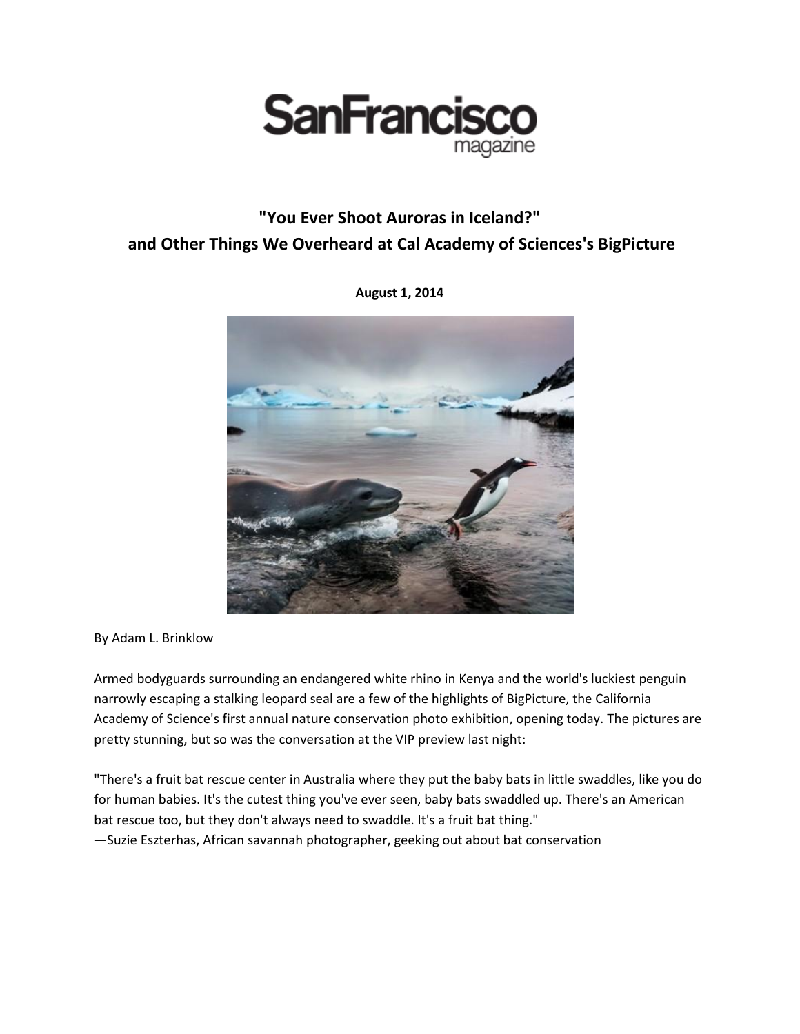# SanFrancisco magazine

## "You Ever Shoot Auroras in Iceland?" and Other Things We Overheard at Cal Academy of Sciences's BigPicture

**August 1, 2014**

By Adam L. Brinklow

Armed bodyguards surrounding an endangered white rhino in Kenya and the world's luckiest penguin narrowly escaping a stalking leopard seal are a few of the highlights of BigPicture, the California Academy of Science's first annual nature conservation photo exhibition, opening today. The pictures are pretty stunning, but so was the conversation at the VIP preview last night:

"There's a fruit bat rescue center in Australia where they put the baby bats in little swaddles, like you do for human babies. It's the cutest thing you've ever seen, baby bats swaddled up. There's an American bat rescue too, but they don't always need to swaddle. It's a fruit bat thing."
—Suzie Eszterhas, African savannah photographer, geeking out about bat conservation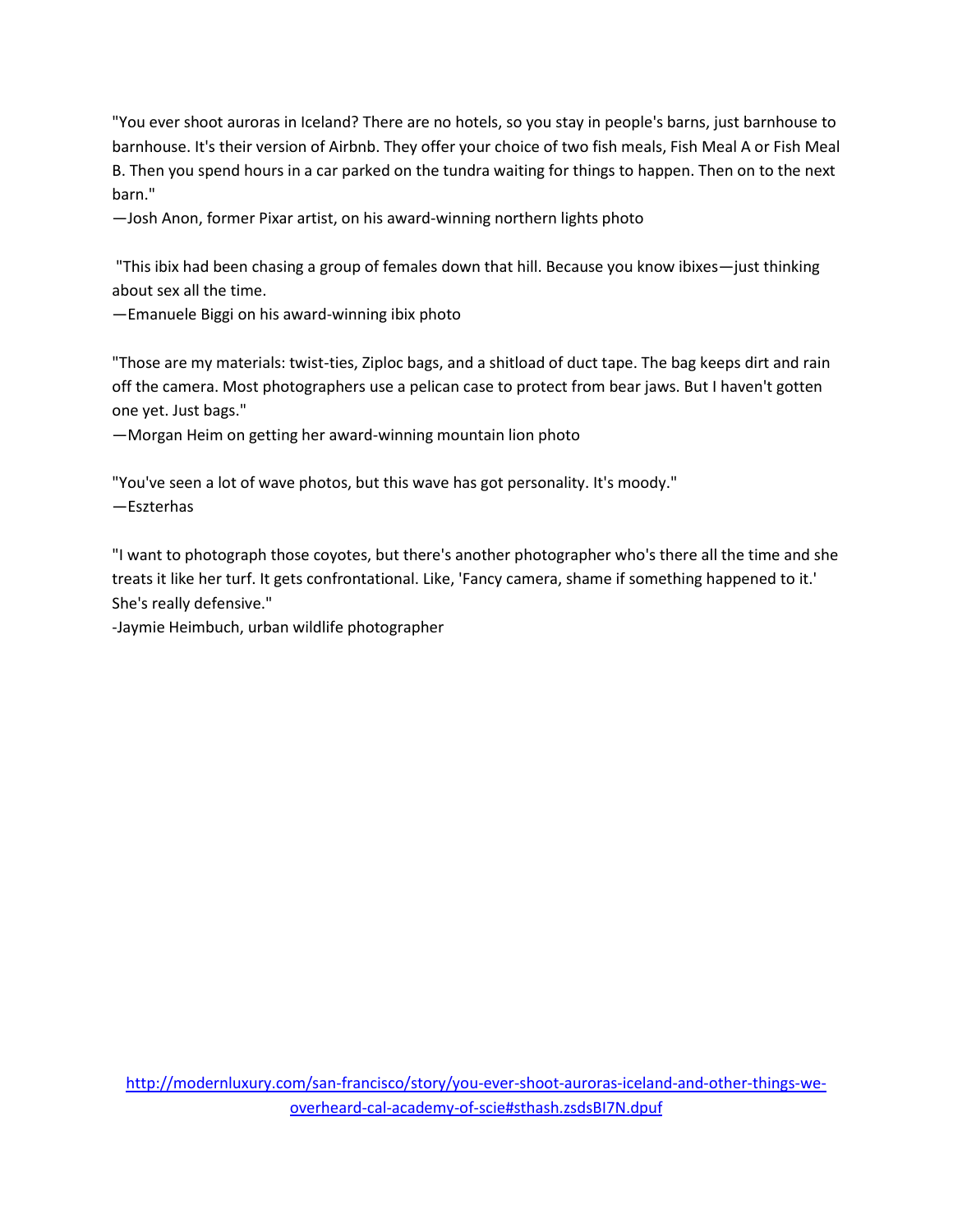"You ever shoot auroras in Iceland? There are no hotels, so you stay in people's barns, just barnhouse to barnhouse. It's their version of Airbnb. They offer your choice of two fish meals, Fish Meal A or Fish Meal B. Then you spend hours in a car parked on the tundra waiting for things to happen. Then on to the next barn."
—Josh Anon, former Pixar artist, on his award-winning northern lights photo

"This ibix had been chasing a group of females down that hill. Because you know ibixes—just thinking about sex all the time.
—Emanuele Biggi on his award-winning ibix photo

"Those are my materials: twist-ties, Ziploc bags, and a shitload of duct tape. The bag keeps dirt and rain off the camera. Most photographers use a pelican case to protect from bear jaws. But I haven't gotten one yet. Just bags."
—Morgan Heim on getting her award-winning mountain lion photo

"You've seen a lot of wave photos, but this wave has got personality. It's moody."
—Eszterhas

"I want to photograph those coyotes, but there's another photographer who's there all the time and she treats it like her turf. It gets confrontational. Like, 'Fancy camera, shame if something happened to it.' She's really defensive."
-Jaymie Heimbuch, urban wildlife photographer

[http://modernluxury.com/san-francisco/story/you-ever-shoot-auroras-iceland-and-other-things-we-overheard-cal-academy-of-scie#sthash.zsdsBI7N.dpuf](http://modernluxury.com/san-francisco/story/you-ever-shoot-auroras-iceland-and-other-things-we-overheard-cal-academy-of-scie#sthash.zsdsBI7N.dpuf)